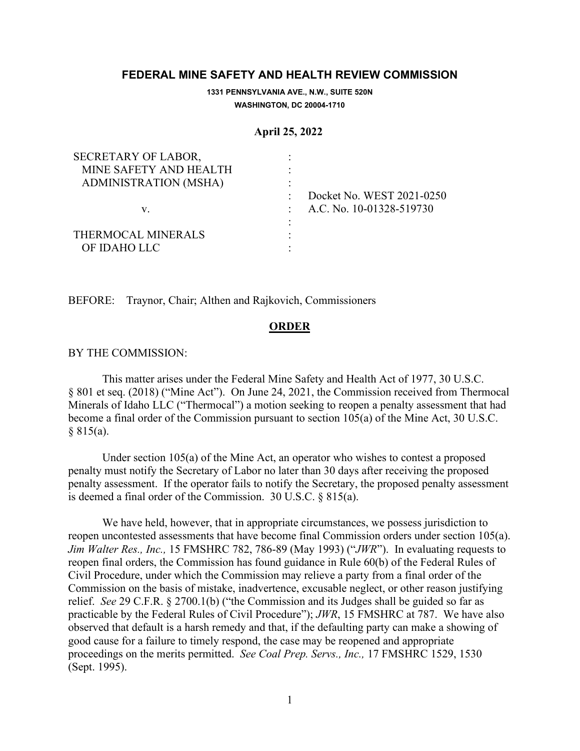# FEDERAL MINE SAFETY AND HEALTH REVIEW COMMISSION

**1331 PENNSYLVANIA AVE., N.W., SUITE 520N**
**WASHINGTON, DC 20004-1710**

**April 25, 2022**

| | | |
|---|---|---|
| SECRETARY OF LABOR, | : | |
| MINE SAFETY AND HEALTH | : | |
| ADMINISTRATION (MSHA) | : | |
| | : | Docket No. WEST 2021-0250 |
| v. | : | A.C. No. 10-01328-519730 |
| | : | |
| THERMOCAL MINERALS | : | |
| OF IDAHO LLC | : | |

BEFORE: Traynor, Chair; Althen and Rajkovich, Commissioners

## ORDER

BY THE COMMISSION:

This matter arises under the Federal Mine Safety and Health Act of 1977, 30 U.S.C. § 801 et seq. (2018) ("Mine Act"). On June 24, 2021, the Commission received from Thermocal Minerals of Idaho LLC ("Thermocal") a motion seeking to reopen a penalty assessment that had become a final order of the Commission pursuant to section 105(a) of the Mine Act, 30 U.S.C. § 815(a).

Under section 105(a) of the Mine Act, an operator who wishes to contest a proposed penalty must notify the Secretary of Labor no later than 30 days after receiving the proposed penalty assessment. If the operator fails to notify the Secretary, the proposed penalty assessment is deemed a final order of the Commission. 30 U.S.C. § 815(a).

We have held, however, that in appropriate circumstances, we possess jurisdiction to reopen uncontested assessments that have become final Commission orders under section 105(a). *Jim Walter Res., Inc.,* 15 FMSHRC 782, 786-89 (May 1993) ("*JWR*"). In evaluating requests to reopen final orders, the Commission has found guidance in Rule 60(b) of the Federal Rules of Civil Procedure, under which the Commission may relieve a party from a final order of the Commission on the basis of mistake, inadvertence, excusable neglect, or other reason justifying relief. *See* 29 C.F.R. § 2700.1(b) ("the Commission and its Judges shall be guided so far as practicable by the Federal Rules of Civil Procedure"); *JWR*, 15 FMSHRC at 787. We have also observed that default is a harsh remedy and that, if the defaulting party can make a showing of good cause for a failure to timely respond, the case may be reopened and appropriate proceedings on the merits permitted. *See Coal Prep. Servs., Inc.,* 17 FMSHRC 1529, 1530 (Sept. 1995).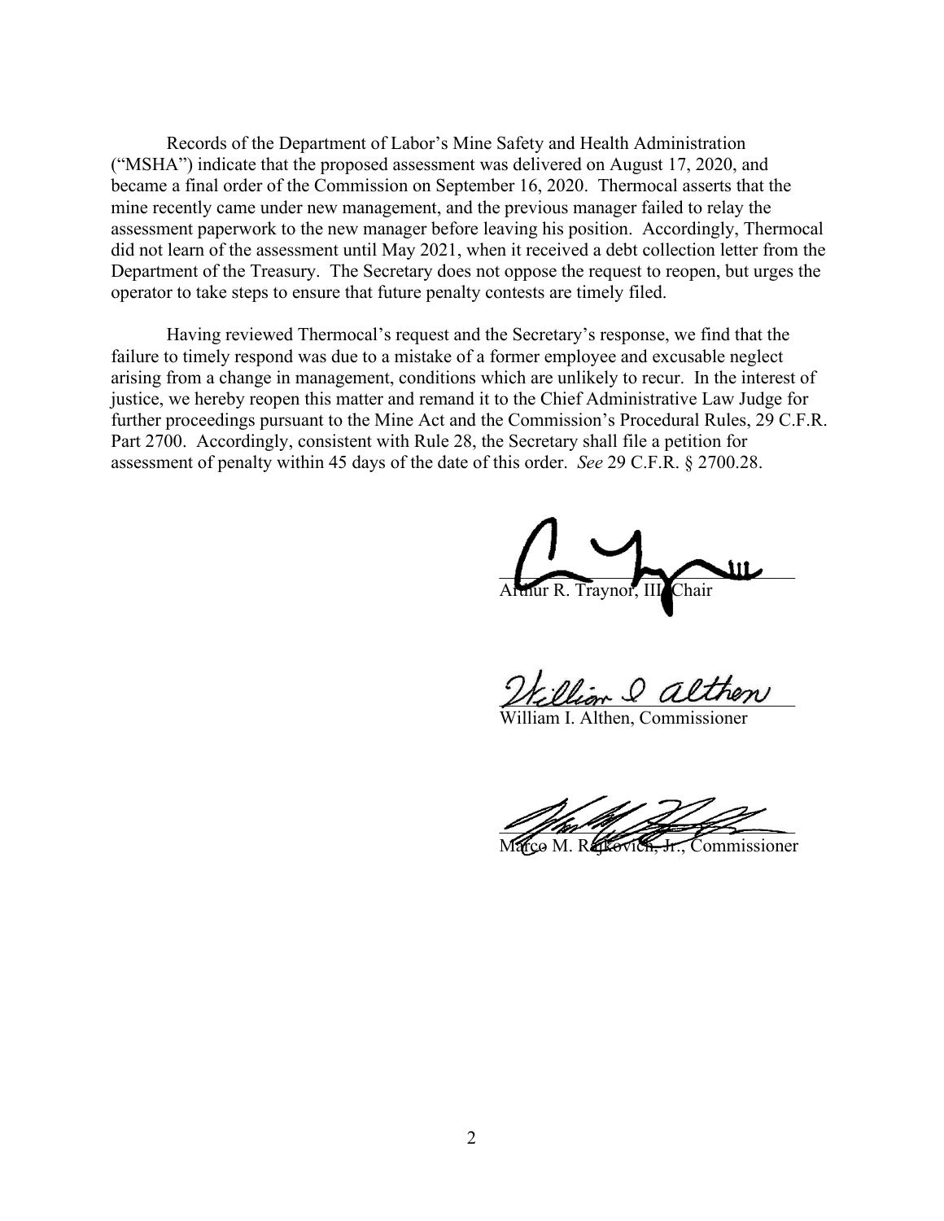Records of the Department of Labor's Mine Safety and Health Administration ("MSHA") indicate that the proposed assessment was delivered on August 17, 2020, and became a final order of the Commission on September 16, 2020. Thermocal asserts that the mine recently came under new management, and the previous manager failed to relay the assessment paperwork to the new manager before leaving his position. Accordingly, Thermocal did not learn of the assessment until May 2021, when it received a debt collection letter from the Department of the Treasury. The Secretary does not oppose the request to reopen, but urges the operator to take steps to ensure that future penalty contests are timely filed.

Having reviewed Thermocal's request and the Secretary's response, we find that the failure to timely respond was due to a mistake of a former employee and excusable neglect arising from a change in management, conditions which are unlikely to recur. In the interest of justice, we hereby reopen this matter and remand it to the Chief Administrative Law Judge for further proceedings pursuant to the Mine Act and the Commission's Procedural Rules, 29 C.F.R. Part 2700. Accordingly, consistent with Rule 28, the Secretary shall file a petition for assessment of penalty within 45 days of the date of this order. *See* 29 C.F.R. § 2700.28.

Arthur R. Traynor, III, Chair

William I. Althen, Commissioner

Marco M. Rajkovich, Jr., Commissioner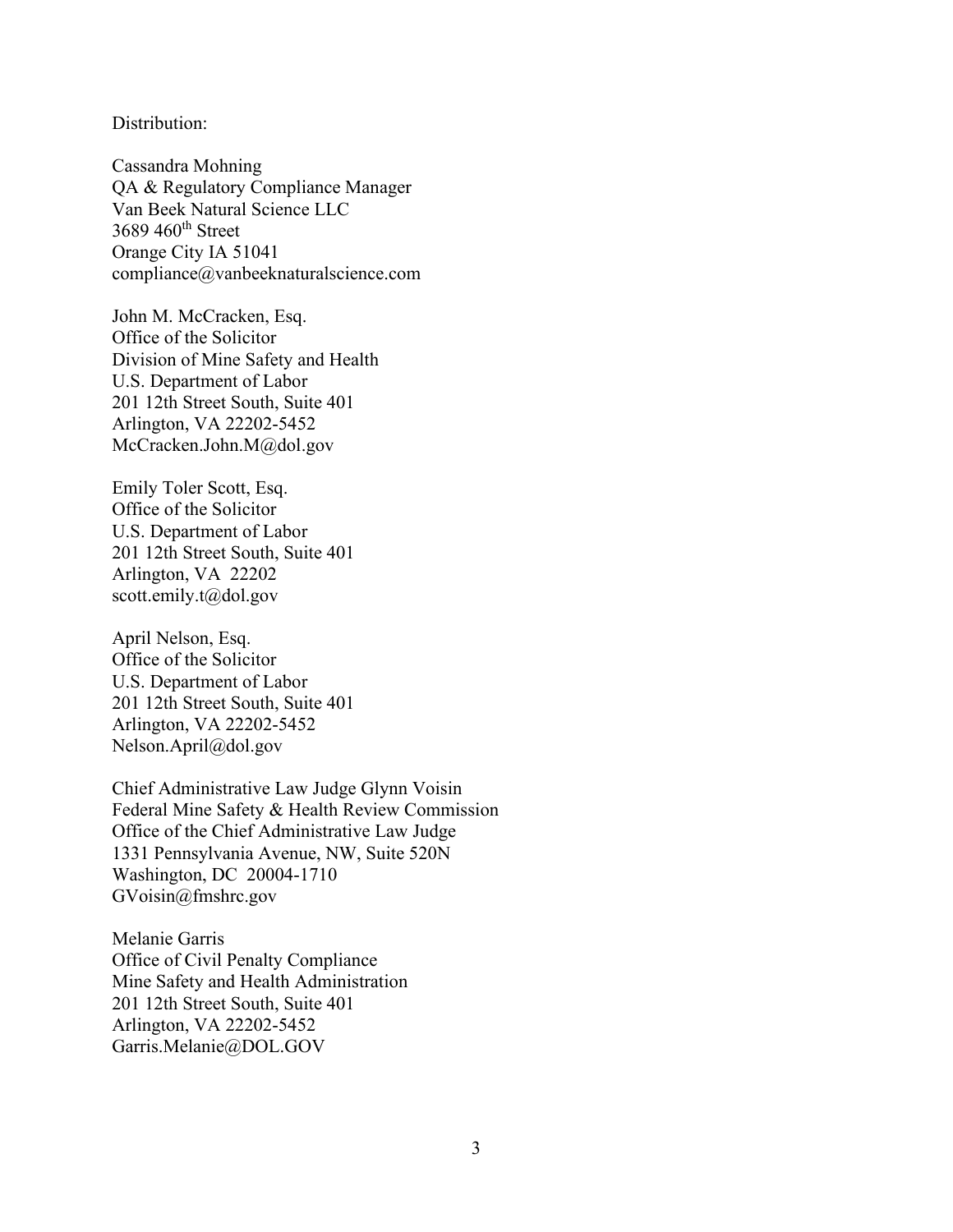Distribution:

Cassandra Mohning
QA & Regulatory Compliance Manager
Van Beek Natural Science LLC
3689 460th Street
Orange City IA 51041
compliance@vanbeeknaturalscience.com

John M. McCracken, Esq.
Office of the Solicitor
Division of Mine Safety and Health
U.S. Department of Labor
201 12th Street South, Suite 401
Arlington, VA 22202-5452
McCracken.John.M@dol.gov

Emily Toler Scott, Esq.
Office of the Solicitor
U.S. Department of Labor
201 12th Street South, Suite 401
Arlington, VA 22202
scott.emily.t@dol.gov

April Nelson, Esq.
Office of the Solicitor
U.S. Department of Labor
201 12th Street South, Suite 401
Arlington, VA 22202-5452
Nelson.April@dol.gov

Chief Administrative Law Judge Glynn Voisin
Federal Mine Safety & Health Review Commission
Office of the Chief Administrative Law Judge
1331 Pennsylvania Avenue, NW, Suite 520N
Washington, DC 20004-1710
GVoisin@fmshrc.gov

Melanie Garris
Office of Civil Penalty Compliance
Mine Safety and Health Administration
201 12th Street South, Suite 401
Arlington, VA 22202-5452
Garris.Melanie@DOL.GOV